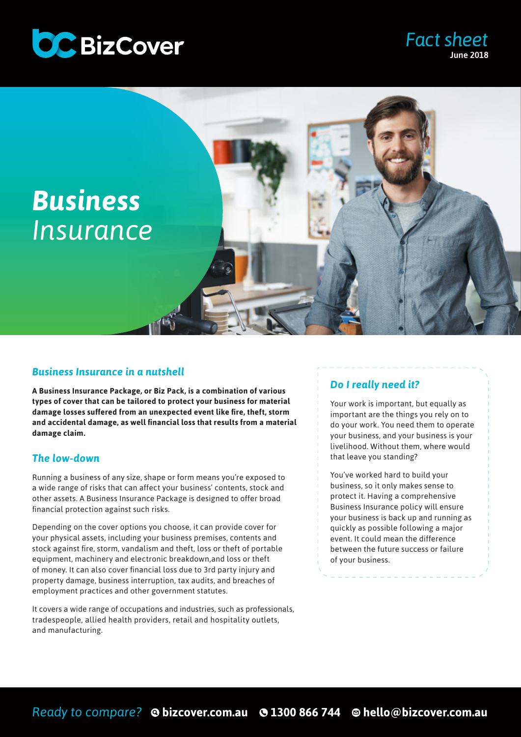BizCover

*Fact sheet*
**June 2018**

# ***Business*** *Insurance*

## *Business Insurance in a nutshell*

**A Business Insurance Package, or Biz Pack, is a combination of various types of cover that can be tailored to protect your business for material damage losses suffered from an unexpected event like fire, theft, storm and accidental damage, as well financial loss that results from a material damage claim.**

## *The low-down*

Running a business of any size, shape or form means you're exposed to a wide range of risks that can affect your business' contents, stock and other assets. A Business Insurance Package is designed to offer broad financial protection against such risks.

Depending on the cover options you choose, it can provide cover for your physical assets, including your business premises, contents and stock against fire, storm, vandalism and theft, loss or theft of portable equipment, machinery and electronic breakdown,and loss or theft of money. It can also cover financial loss due to 3rd party injury and property damage, business interruption, tax audits, and breaches of employment practices and other government statutes.

It covers a wide range of occupations and industries, such as professionals, tradespeople, allied health providers, retail and hospitality outlets, and manufacturing.

## *Do I really need it?*

Your work is important, but equally as important are the things you rely on to do your work. You need them to operate your business, and your business is your livelihood. Without them, where would that leave you standing?

You've worked hard to build your business, so it only makes sense to protect it. Having a comprehensive Business Insurance policy will ensure your business is back up and running as quickly as possible following a major event. It could mean the difference between the future success or failure of your business.

*Ready to compare?* **bizcover.com.au** **1300 866 744** **hello@bizcover.com.au**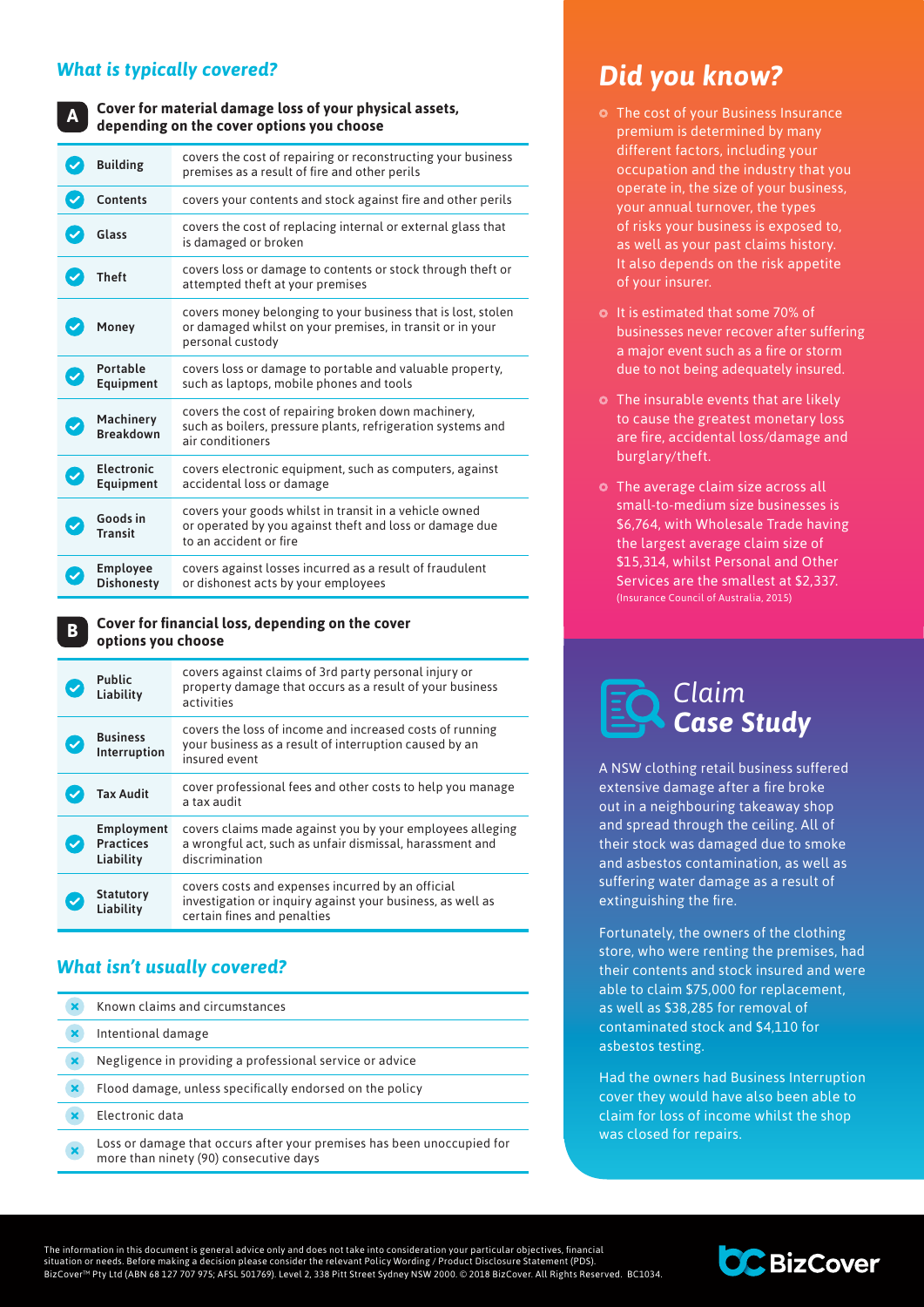## *What is typically covered?*

### A Cover for material damage loss of your physical assets, depending on the cover options you choose

| | |
|---|---|
| **Building** | covers the cost of repairing or reconstructing your business premises as a result of fire and other perils |
| **Contents** | covers your contents and stock against fire and other perils |
| **Glass** | covers the cost of replacing internal or external glass that is damaged or broken |
| **Theft** | covers loss or damage to contents or stock through theft or attempted theft at your premises |
| **Money** | covers money belonging to your business that is lost, stolen or damaged whilst on your premises, in transit or in your personal custody |
| **Portable Equipment** | covers loss or damage to portable and valuable property, such as laptops, mobile phones and tools |
| **Machinery Breakdown** | covers the cost of repairing broken down machinery, such as boilers, pressure plants, refrigeration systems and air conditioners |
| **Electronic Equipment** | covers electronic equipment, such as computers, against accidental loss or damage |
| **Goods in Transit** | covers your goods whilst in transit in a vehicle owned or operated by you against theft and loss or damage due to an accident or fire |
| **Employee Dishonesty** | covers against losses incurred as a result of fraudulent or dishonest acts by your employees |

### B Cover for financial loss, depending on the cover options you choose

| | |
|---|---|
| **Public Liability** | covers against claims of 3rd party personal injury or property damage that occurs as a result of your business activities |
| **Business Interruption** | covers the loss of income and increased costs of running your business as a result of interruption caused by an insured event |
| **Tax Audit** | cover professional fees and other costs to help you manage a tax audit |
| **Employment Practices Liability** | covers claims made against you by your employees alleging a wrongful act, such as unfair dismissal, harassment and discrimination |
| **Statutory Liability** | covers costs and expenses incurred by an official investigation or inquiry against your business, as well as certain fines and penalties |

## *What isn't usually covered?*

- Known claims and circumstances
- Intentional damage
- Negligence in providing a professional service or advice
- Flood damage, unless specifically endorsed on the policy
- Electronic data
- Loss or damage that occurs after your premises has been unoccupied for more than ninety (90) consecutive days

## *Did you know?*

- The cost of your Business Insurance premium is determined by many different factors, including your occupation and the industry that you operate in, the size of your business, your annual turnover, the types of risks your business is exposed to, as well as your past claims history. It also depends on the risk appetite of your insurer.
- It is estimated that some 70% of businesses never recover after suffering a major event such as a fire or storm due to not being adequately insured.
- The insurable events that are likely to cause the greatest monetary loss are fire, accidental loss/damage and burglary/theft.
- The average claim size across all small-to-medium size businesses is $6,764, with Wholesale Trade having the largest average claim size of $15,314, whilst Personal and Other Services are the smallest at $2,337. (Insurance Council of Australia, 2015)

## *Claim* ***Case Study***

A NSW clothing retail business suffered extensive damage after a fire broke out in a neighbouring takeaway shop and spread through the ceiling. All of their stock was damaged due to smoke and asbestos contamination, as well as suffering water damage as a result of extinguishing the fire.

Fortunately, the owners of the clothing store, who were renting the premises, had their contents and stock insured and were able to claim $75,000 for replacement, as well as $38,285 for removal of contaminated stock and $4,110 for asbestos testing.

Had the owners had Business Interruption cover they would have also been able to claim for loss of income whilst the shop was closed for repairs.

The information in this document is general advice only and does not take into consideration your particular objectives, financial situation or needs. Before making a decision please consider the relevant Policy Wording / Product Disclosure Statement (PDS). BizCover™ Pty Ltd (ABN 68 127 707 975; AFSL 501769). Level 2, 338 Pitt Street Sydney NSW 2000. © 2018 BizCover. All Rights Reserved. BC1034.

BizCover